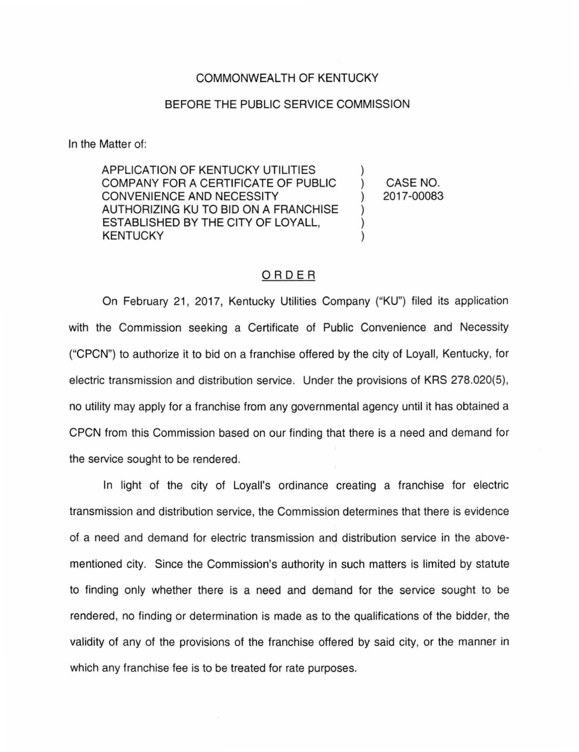COMMONWEALTH OF KENTUCKY

BEFORE THE PUBLIC SERVICE COMMISSION

In the Matter of:

| | | |
|---|---|---|
| APPLICATION OF KENTUCKY UTILITIES COMPANY FOR A CERTIFICATE OF PUBLIC CONVENIENCE AND NECESSITY AUTHORIZING KU TO BID ON A FRANCHISE ESTABLISHED BY THE CITY OF LOYALL, KENTUCKY | ) | CASE NO. 2017-00083 |

## ORDER

On February 21, 2017, Kentucky Utilities Company ("KU") filed its application with the Commission seeking a Certificate of Public Convenience and Necessity ("CPCN") to authorize it to bid on a franchise offered by the city of Loyall, Kentucky, for electric transmission and distribution service. Under the provisions of KRS 278.020(5), no utility may apply for a franchise from any governmental agency until it has obtained a CPCN from this Commission based on our finding that there is a need and demand for the service sought to be rendered.

In light of the city of Loyall's ordinance creating a franchise for electric transmission and distribution service, the Commission determines that there is evidence of a need and demand for electric transmission and distribution service in the above-mentioned city. Since the Commission's authority in such matters is limited by statute to finding only whether there is a need and demand for the service sought to be rendered, no finding or determination is made as to the qualifications of the bidder, the validity of any of the provisions of the franchise offered by said city, or the manner in which any franchise fee is to be treated for rate purposes.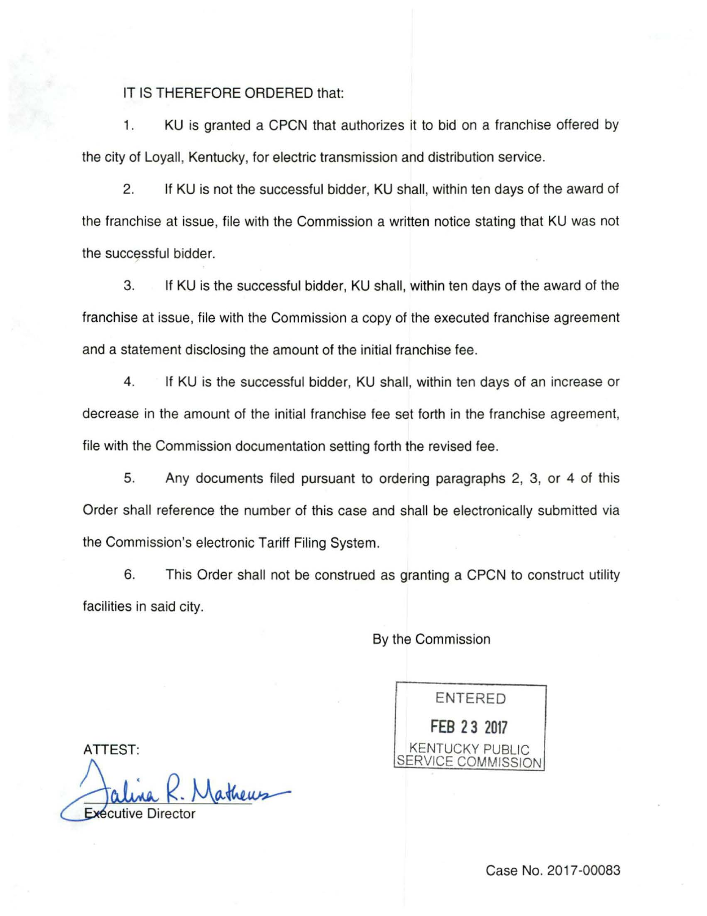IT IS THEREFORE ORDERED that:

1. KU is granted a CPCN that authorizes it to bid on a franchise offered by the city of Loyall, Kentucky, for electric transmission and distribution service.

2. If KU is not the successful bidder, KU shall, within ten days of the award of the franchise at issue, file with the Commission a written notice stating that KU was not the successful bidder.

3. If KU is the successful bidder, KU shall, within ten days of the award of the franchise at issue, file with the Commission a copy of the executed franchise agreement and a statement disclosing the amount of the initial franchise fee.

4. If KU is the successful bidder, KU shall, within ten days of an increase or decrease in the amount of the initial franchise fee set forth in the franchise agreement, file with the Commission documentation setting forth the revised fee.

5. Any documents filed pursuant to ordering paragraphs 2, 3, or 4 of this Order shall reference the number of this case and shall be electronically submitted via the Commission's electronic Tariff Filing System.

6. This Order shall not be construed as granting a CPCN to construct utility facilities in said city.

By the Commission

ENTERED
FEB 23 2017
KENTUCKY PUBLIC SERVICE COMMISSION

ATTEST:

Talina R. Mathews

Executive Director

Case No. 2017-00083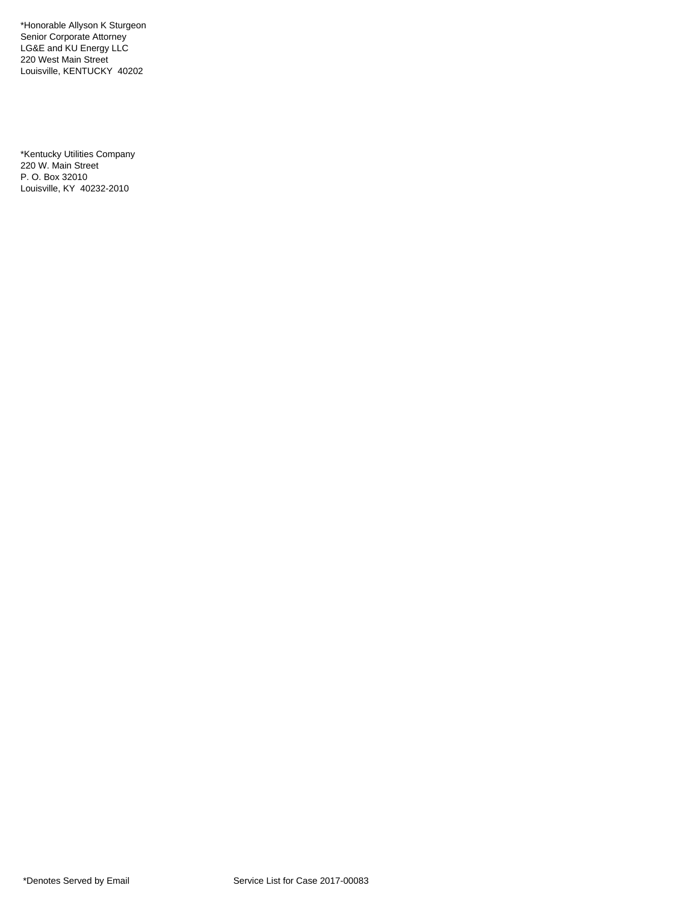*Honorable Allyson K Sturgeon
Senior Corporate Attorney
LG&E and KU Energy LLC
220 West Main Street
Louisville, KENTUCKY  40202

*Kentucky Utilities Company
220 W. Main Street
P. O. Box 32010
Louisville, KY  40232-2010

*Denotes Served by Email

Service List for Case 2017-00083